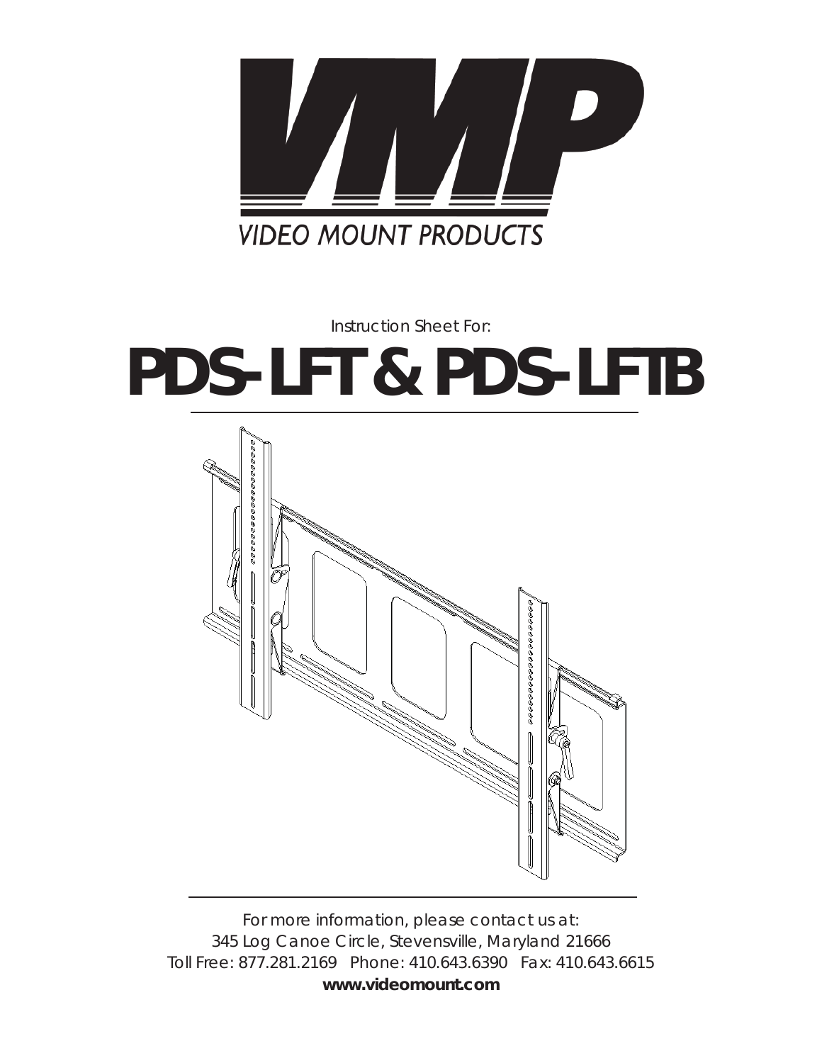# VMP

VIDEO MOUNT PRODUCTS

Instruction Sheet For:

# PDS-LFT & PDS-LFTB

For more information, please contact us at:
345 Log Canoe Circle, Stevensville, Maryland 21666
Toll Free: 877.281.2169 Phone: 410.643.6390 Fax: 410.643.6615
**www.videomount.com**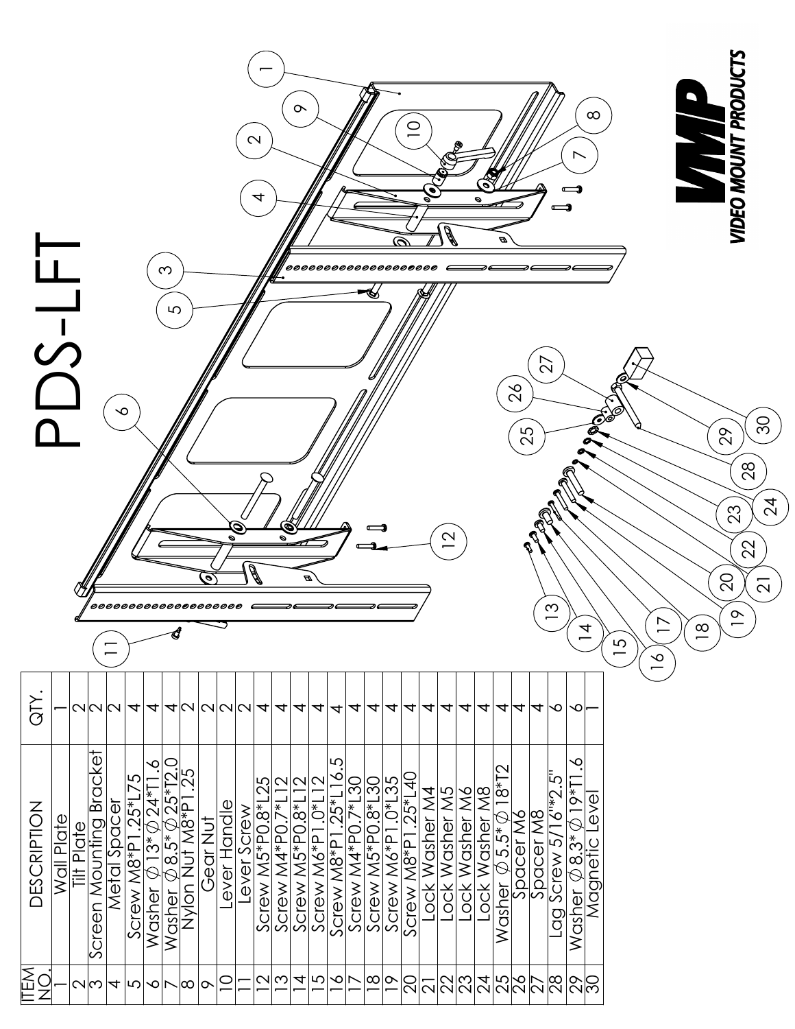# PDS-LFT

| ITEM NO. | DESCRIPTION | QTY. |
|---|---|---|
| 1 | Wall Plate | 1 |
| 2 | Tilt Plate | 2 |
| 3 | Screen Mounting Bracket | 2 |
| 4 | Metal Spacer | 2 |
| 5 | Screw M8*P1.25*L75 | 4 |
| 6 | Washer Ø13* Ø24*T1.6 | 4 |
| 7 | Washer Ø8.5* Ø25*T2.0 | 4 |
| 8 | Nylon Nut M8*P1.25 | 2 |
| 9 | Gear Nut | 2 |
| 10 | Lever Handle | 2 |
| 11 | Lever Screw | 2 |
| 12 | Screw M5*P0.8*L25 | 4 |
| 13 | Screw M4*P0.7*L12 | 4 |
| 14 | Screw M5*P0.8*L12 | 4 |
| 15 | Screw M6*P1.0*L12 | 4 |
| 16 | Screw M8*P1.25*L16.5 | 4 |
| 17 | Screw M4*P0.7*L30 | 4 |
| 18 | Screw M5*P0.8*L30 | 4 |
| 19 | Screw M6*P1.0*L35 | 4 |
| 20 | Screw M8*P1.25*L40 | 4 |
| 21 | Lock Washer M4 | 4 |
| 22 | Lock Washer M5 | 4 |
| 23 | Lock Washer M6 | 4 |
| 24 | Lock Washer M8 | 4 |
| 25 | Washer Ø 5.5* Ø18*T2 | 4 |
| 26 | Spacer M6 | 4 |
| 27 | Spacer M8 | 4 |
| 28 | Lag Screw 5/16"*2.5" | 6 |
| 29 | Washer Ø8.3* Ø19*T1.6 | 6 |
| 30 | Magnetic Level | 1 |

VMP VIDEO MOUNT PRODUCTS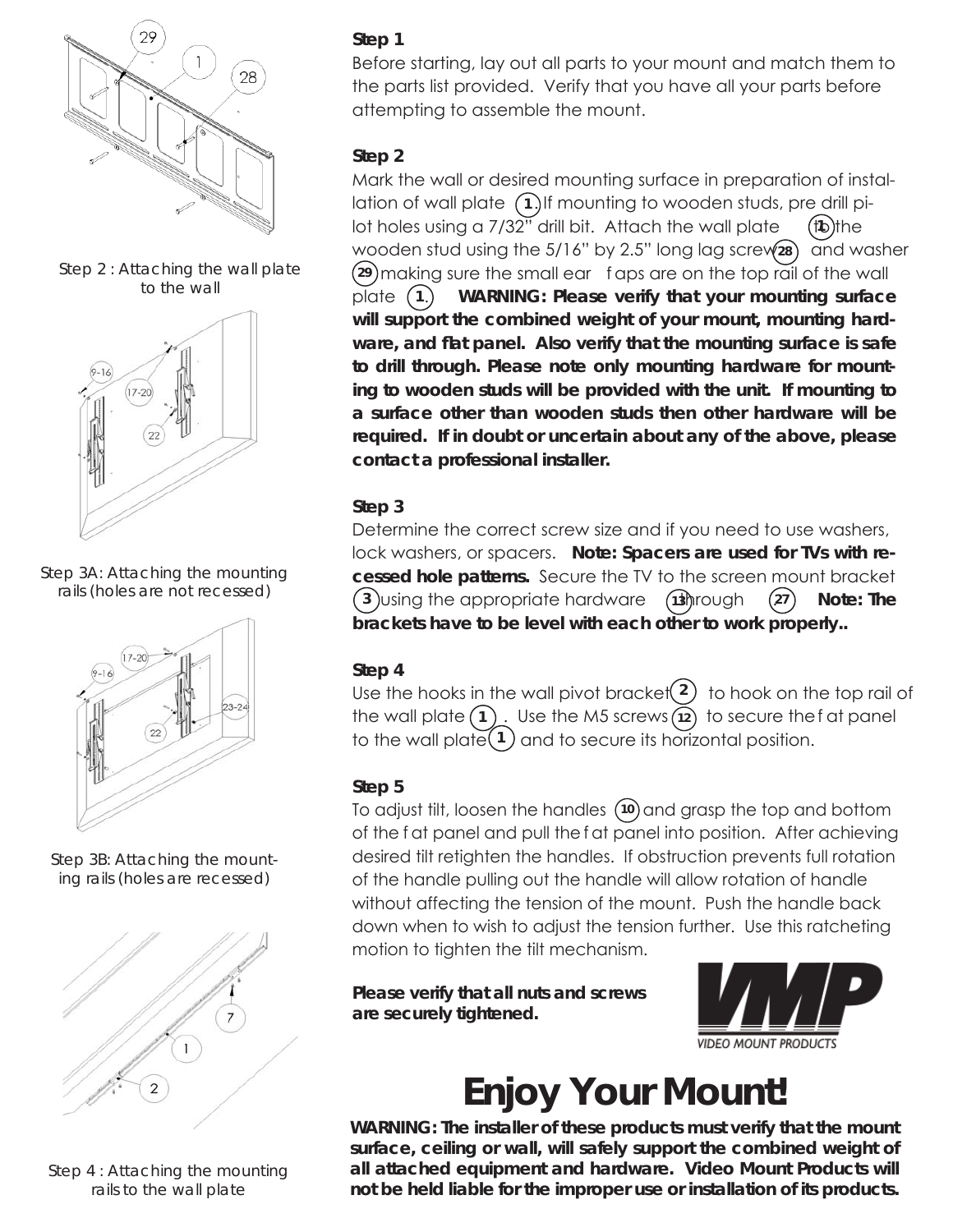Step 2 : Attaching the wall plate to the wall

Step 3A: Attaching the mounting rails (holes are not recessed)

Step 3B: Attaching the mounting rails (holes are recessed)

Step 4 : Attaching the mounting rails to the wall plate

**Step 1**

Before starting, lay out all parts to your mount and match them to the parts list provided. Verify that you have all your parts before attempting to assemble the mount.

**Step 2**

Mark the wall or desired mounting surface in preparation of installation of wall plate (1). If mounting to wooden studs, pre drill pilot holes using a 7/32" drill bit. Attach the wall plate (1) to the wooden stud using the 5/16" by 2.5" long lag screw (28) and washer (29) making sure the small ear flaps are on the top rail of the wall plate (1). **WARNING: Please verify that your mounting surface will support the combined weight of your mount, mounting hardware, and flat panel. Also verify that the mounting surface is safe to drill through. Please note only mounting hardware for mounting to wooden studs will be provided with the unit. If mounting to a surface other than wooden studs then other hardware will be required. If in doubt or uncertain about any of the above, please contact a professional installer.**

**Step 3**

Determine the correct screw size and if you need to use washers, lock washers, or spacers. **Note: Spacers are used for TVs with recessed hole patterns.** Secure the TV to the screen mount bracket (3) using the appropriate hardware (13) through (27) **Note: The brackets have to be level with each other to work properly..**

**Step 4**

Use the hooks in the wall pivot bracket (2) to hook on the top rail of the wall plate (1). Use the M5 screws (12) to secure the flat panel to the wall plate (1) and to secure its horizontal position.

**Step 5**

To adjust tilt, loosen the handles (10) and grasp the top and bottom of the flat panel and pull the flat panel into position. After achieving desired tilt retighten the handles. If obstruction prevents full rotation of the handle pulling out the handle will allow rotation of handle without affecting the tension of the mount. Push the handle back down when to wish to adjust the tension further. Use this ratcheting motion to tighten the tilt mechanism.

**Please verify that all nuts and screws are securely tightened.**

VMP
VIDEO MOUNT PRODUCTS

# Enjoy Your Mount!

**WARNING: The installer of these products must verify that the mount surface, ceiling or wall, will safely support the combined weight of all attached equipment and hardware. Video Mount Products will not be held liable for the improper use or installation of its products.**